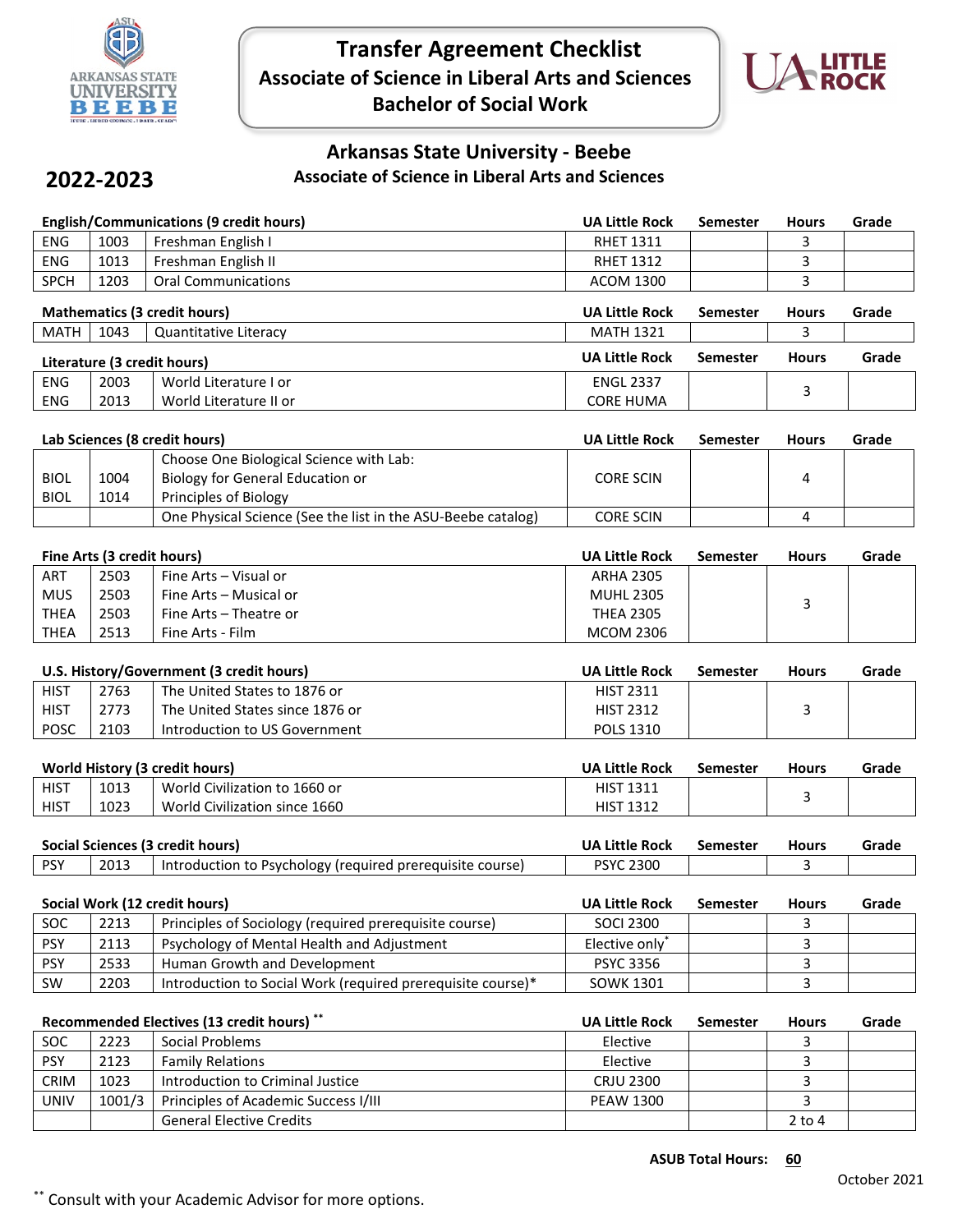# Transfer Agreement Checklist
## Associate of Science in Liberal Arts and Sciences
## Bachelor of Social Work

**2022-2023**

## Arkansas State University - Beebe
### Associate of Science in Liberal Arts and Sciences

| English/Communications (9 credit hours) | | | UA Little Rock | Semester | Hours | Grade |
|---|---|---|---|---|---|---|
| ENG | 1003 | Freshman English I | RHET 1311 | | 3 | |
| ENG | 1013 | Freshman English II | RHET 1312 | | 3 | |
| SPCH | 1203 | Oral Communications | ACOM 1300 | | 3 | |

| Mathematics (3 credit hours) | | | UA Little Rock | Semester | Hours | Grade |
|---|---|---|---|---|---|---|
| MATH | 1043 | Quantitative Literacy | MATH 1321 | | 3 | |

| Literature (3 credit hours) | | | UA Little Rock | Semester | Hours | Grade |
|---|---|---|---|---|---|---|
| ENG | 2003 | World Literature I or | ENGL 2337 | | 3 | |
| ENG | 2013 | World Literature II or | CORE HUMA | | | |

| Lab Sciences (8 credit hours) | | | UA Little Rock | Semester | Hours | Grade |
|---|---|---|---|---|---|---|
| BIOL<br>BIOL | 1004<br>1014 | Choose One Biological Science with Lab:<br>Biology for General Education or<br>Principles of Biology | CORE SCIN | | 4 | |
| | | One Physical Science (See the list in the ASU-Beebe catalog) | CORE SCIN | | 4 | |

| Fine Arts (3 credit hours) | | | UA Little Rock | Semester | Hours | Grade |
|---|---|---|---|---|---|---|
| ART | 2503 | Fine Arts – Visual or | ARHA 2305 | | 3 | |
| MUS | 2503 | Fine Arts – Musical or | MUHL 2305 | | | |
| THEA | 2503 | Fine Arts – Theatre or | THEA 2305 | | | |
| THEA | 2513 | Fine Arts - Film | MCOM 2306 | | | |

| U.S. History/Government (3 credit hours) | | | UA Little Rock | Semester | Hours | Grade |
|---|---|---|---|---|---|---|
| HIST | 2763 | The United States to 1876 or | HIST 2311 | | 3 | |
| HIST | 2773 | The United States since 1876 or | HIST 2312 | | | |
| POSC | 2103 | Introduction to US Government | POLS 1310 | | | |

| World History (3 credit hours) | | | UA Little Rock | Semester | Hours | Grade |
|---|---|---|---|---|---|---|
| HIST | 1013 | World Civilization to 1660 or | HIST 1311 | | 3 | |
| HIST | 1023 | World Civilization since 1660 | HIST 1312 | | | |

| Social Sciences (3 credit hours) | | | UA Little Rock | Semester | Hours | Grade |
|---|---|---|---|---|---|---|
| PSY | 2013 | Introduction to Psychology (required prerequisite course) | PSYC 2300 | | 3 | |

| Social Work (12 credit hours) | | | UA Little Rock | Semester | Hours | Grade |
|---|---|---|---|---|---|---|
| SOC | 2213 | Principles of Sociology (required prerequisite course) | SOCI 2300 | | 3 | |
| PSY | 2113 | Psychology of Mental Health and Adjustment | Elective only* | | 3 | |
| PSY | 2533 | Human Growth and Development | PSYC 3356 | | 3 | |
| SW | 2203 | Introduction to Social Work (required prerequisite course)* | SOWK 1301 | | 3 | |

| Recommended Electives (13 credit hours) ** | | | UA Little Rock | Semester | Hours | Grade |
|---|---|---|---|---|---|---|
| SOC | 2223 | Social Problems | Elective | | 3 | |
| PSY | 2123 | Family Relations | Elective | | 3 | |
| CRIM | 1023 | Introduction to Criminal Justice | CRJU 2300 | | 3 | |
| UNIV | 1001/3 | Principles of Academic Success I/III | PEAW 1300 | | 3 | |
| | | General Elective Credits | | | 2 to 4 | |

**ASUB Total Hours:** **60**

October 2021

** Consult with your Academic Advisor for more options.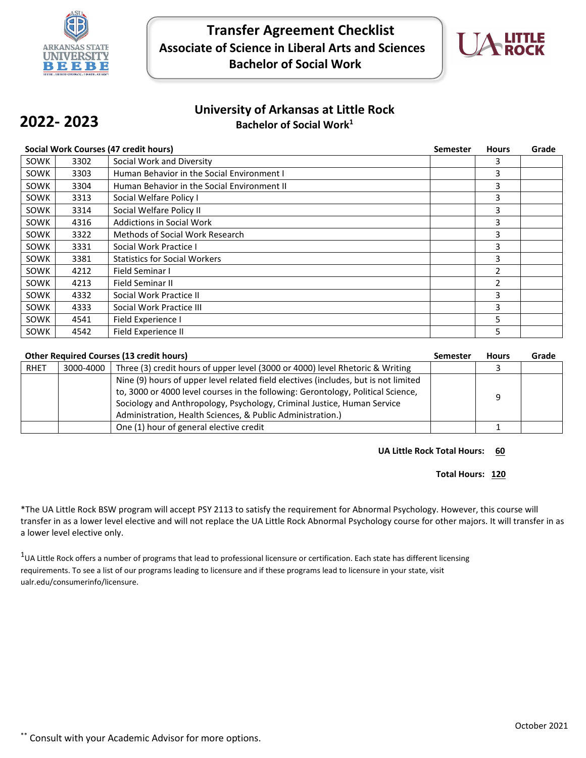# Transfer Agreement Checklist
## Associate of Science in Liberal Arts and Sciences
## Bachelor of Social Work

**2022- 2023**

## University of Arkansas at Little Rock
### Bachelor of Social Work[1]

| Social Work Courses (47 credit hours) | | | Semester | Hours | Grade |
|---|---|---|---|---|---|
| SOWK | 3302 | Social Work and Diversity | | 3 | |
| SOWK | 3303 | Human Behavior in the Social Environment I | | 3 | |
| SOWK | 3304 | Human Behavior in the Social Environment II | | 3 | |
| SOWK | 3313 | Social Welfare Policy I | | 3 | |
| SOWK | 3314 | Social Welfare Policy II | | 3 | |
| SOWK | 4316 | Addictions in Social Work | | 3 | |
| SOWK | 3322 | Methods of Social Work Research | | 3 | |
| SOWK | 3331 | Social Work Practice I | | 3 | |
| SOWK | 3381 | Statistics for Social Workers | | 3 | |
| SOWK | 4212 | Field Seminar I | | 2 | |
| SOWK | 4213 | Field Seminar II | | 2 | |
| SOWK | 4332 | Social Work Practice II | | 3 | |
| SOWK | 4333 | Social Work Practice III | | 3 | |
| SOWK | 4541 | Field Experience I | | 5 | |
| SOWK | 4542 | Field Experience II | | 5 | |

| Other Required Courses (13 credit hours) | | | Semester | Hours | Grade |
|---|---|---|---|---|---|
| RHET | 3000-4000 | Three (3) credit hours of upper level (3000 or 4000) level Rhetoric & Writing | | 3 | |
| | | Nine (9) hours of upper level related field electives (includes, but is not limited to, 3000 or 4000 level courses in the following: Gerontology, Political Science, Sociology and Anthropology, Psychology, Criminal Justice, Human Service Administration, Health Sciences, & Public Administration.) | | 9 | |
| | | One (1) hour of general elective credit | | 1 | |

**UA Little Rock Total Hours: 60**

**Total Hours: 120**

*The UA Little Rock BSW program will accept PSY 2113 to satisfy the requirement for Abnormal Psychology. However, this course will transfer in as a lower level elective and will not replace the UA Little Rock Abnormal Psychology course for other majors. It will transfer in as a lower level elective only.

[1]UA Little Rock offers a number of programs that lead to professional licensure or certification. Each state has different licensing requirements. To see a list of our programs leading to licensure and if these programs lead to licensure in your state, visit ualr.edu/consumerinfo/licensure.

October 2021

** Consult with your Academic Advisor for more options.